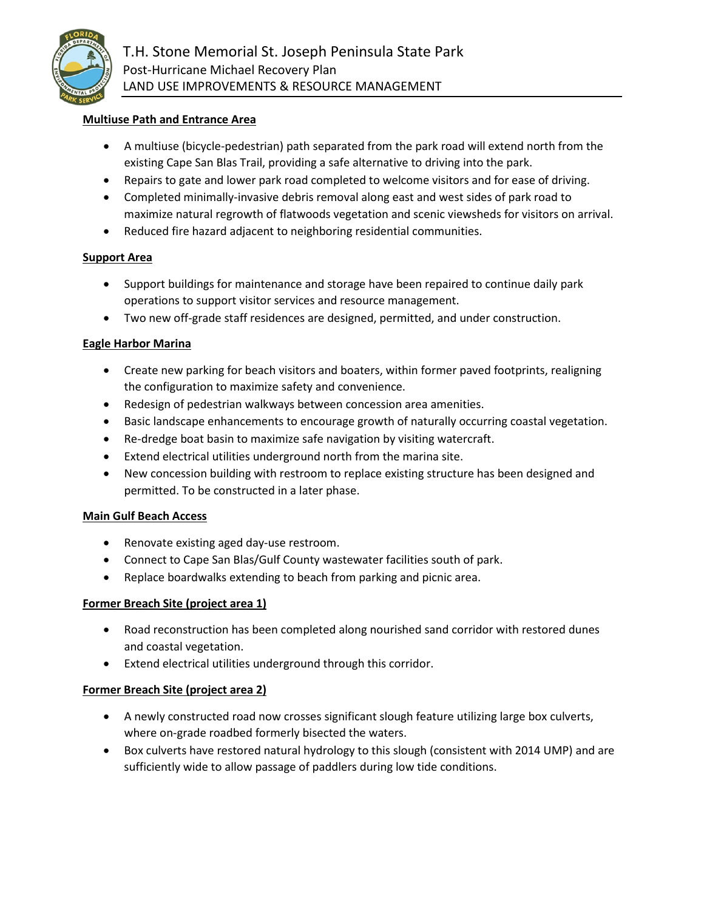# T.H. Stone Memorial St. Joseph Peninsula State Park

## Post-Hurricane Michael Recovery Plan

## LAND USE IMPROVEMENTS & RESOURCE MANAGEMENT

**Multiuse Path and Entrance Area**

- A multiuse (bicycle-pedestrian) path separated from the park road will extend north from the existing Cape San Blas Trail, providing a safe alternative to driving into the park.
- Repairs to gate and lower park road completed to welcome visitors and for ease of driving.
- Completed minimally-invasive debris removal along east and west sides of park road to maximize natural regrowth of flatwoods vegetation and scenic viewsheds for visitors on arrival.
- Reduced fire hazard adjacent to neighboring residential communities.

**Support Area**

- Support buildings for maintenance and storage have been repaired to continue daily park operations to support visitor services and resource management.
- Two new off-grade staff residences are designed, permitted, and under construction.

**Eagle Harbor Marina**

- Create new parking for beach visitors and boaters, within former paved footprints, realigning the configuration to maximize safety and convenience.
- Redesign of pedestrian walkways between concession area amenities.
- Basic landscape enhancements to encourage growth of naturally occurring coastal vegetation.
- Re-dredge boat basin to maximize safe navigation by visiting watercraft.
- Extend electrical utilities underground north from the marina site.
- New concession building with restroom to replace existing structure has been designed and permitted. To be constructed in a later phase.

**Main Gulf Beach Access**

- Renovate existing aged day-use restroom.
- Connect to Cape San Blas/Gulf County wastewater facilities south of park.
- Replace boardwalks extending to beach from parking and picnic area.

**Former Breach Site (project area 1)**

- Road reconstruction has been completed along nourished sand corridor with restored dunes and coastal vegetation.
- Extend electrical utilities underground through this corridor.

**Former Breach Site (project area 2)**

- A newly constructed road now crosses significant slough feature utilizing large box culverts, where on-grade roadbed formerly bisected the waters.
- Box culverts have restored natural hydrology to this slough (consistent with 2014 UMP) and are sufficiently wide to allow passage of paddlers during low tide conditions.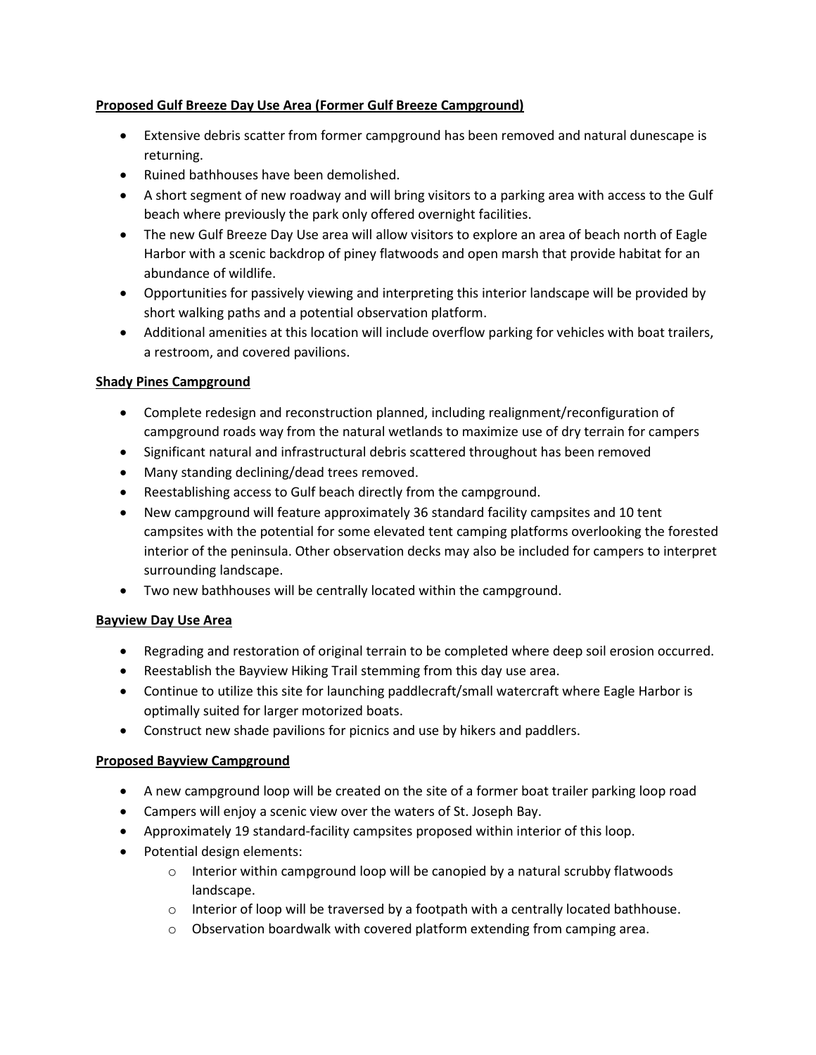**Proposed Gulf Breeze Day Use Area (Former Gulf Breeze Campground)**

- Extensive debris scatter from former campground has been removed and natural dunescape is returning.
- Ruined bathhouses have been demolished.
- A short segment of new roadway and will bring visitors to a parking area with access to the Gulf beach where previously the park only offered overnight facilities.
- The new Gulf Breeze Day Use area will allow visitors to explore an area of beach north of Eagle Harbor with a scenic backdrop of piney flatwoods and open marsh that provide habitat for an abundance of wildlife.
- Opportunities for passively viewing and interpreting this interior landscape will be provided by short walking paths and a potential observation platform.
- Additional amenities at this location will include overflow parking for vehicles with boat trailers, a restroom, and covered pavilions.

**Shady Pines Campground**

- Complete redesign and reconstruction planned, including realignment/reconfiguration of campground roads way from the natural wetlands to maximize use of dry terrain for campers
- Significant natural and infrastructural debris scattered throughout has been removed
- Many standing declining/dead trees removed.
- Reestablishing access to Gulf beach directly from the campground.
- New campground will feature approximately 36 standard facility campsites and 10 tent campsites with the potential for some elevated tent camping platforms overlooking the forested interior of the peninsula. Other observation decks may also be included for campers to interpret surrounding landscape.
- Two new bathhouses will be centrally located within the campground.

**Bayview Day Use Area**

- Regrading and restoration of original terrain to be completed where deep soil erosion occurred.
- Reestablish the Bayview Hiking Trail stemming from this day use area.
- Continue to utilize this site for launching paddlecraft/small watercraft where Eagle Harbor is optimally suited for larger motorized boats.
- Construct new shade pavilions for picnics and use by hikers and paddlers.

**Proposed Bayview Campground**

- A new campground loop will be created on the site of a former boat trailer parking loop road
- Campers will enjoy a scenic view over the waters of St. Joseph Bay.
- Approximately 19 standard-facility campsites proposed within interior of this loop.
- Potential design elements:
  - Interior within campground loop will be canopied by a natural scrubby flatwoods landscape.
  - Interior of loop will be traversed by a footpath with a centrally located bathhouse.
  - Observation boardwalk with covered platform extending from camping area.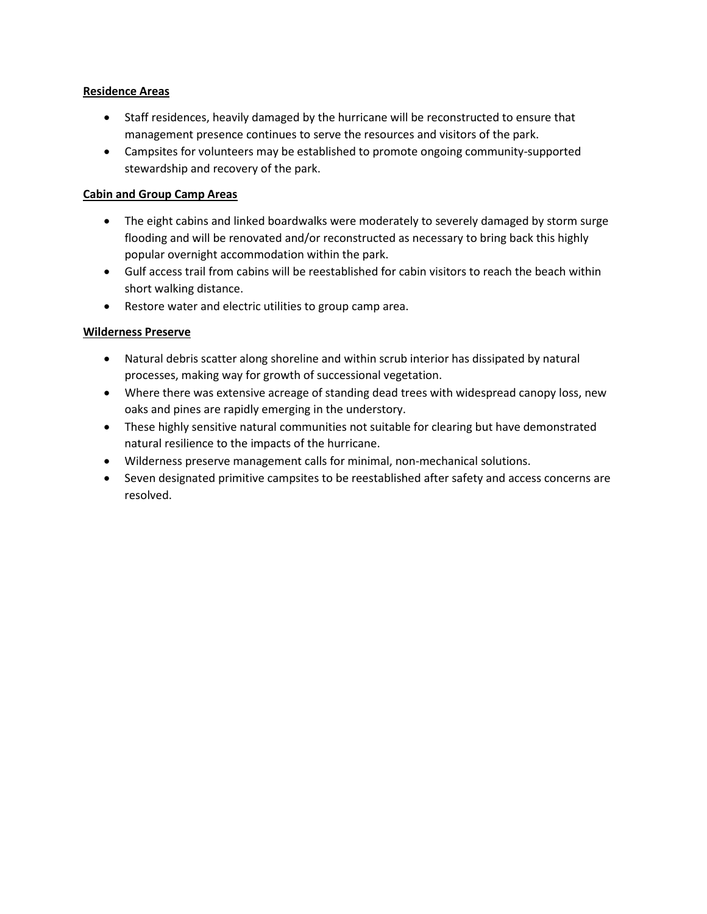**Residence Areas**

- Staff residences, heavily damaged by the hurricane will be reconstructed to ensure that management presence continues to serve the resources and visitors of the park.
- Campsites for volunteers may be established to promote ongoing community-supported stewardship and recovery of the park.

**Cabin and Group Camp Areas**

- The eight cabins and linked boardwalks were moderately to severely damaged by storm surge flooding and will be renovated and/or reconstructed as necessary to bring back this highly popular overnight accommodation within the park.
- Gulf access trail from cabins will be reestablished for cabin visitors to reach the beach within short walking distance.
- Restore water and electric utilities to group camp area.

**Wilderness Preserve**

- Natural debris scatter along shoreline and within scrub interior has dissipated by natural processes, making way for growth of successional vegetation.
- Where there was extensive acreage of standing dead trees with widespread canopy loss, new oaks and pines are rapidly emerging in the understory.
- These highly sensitive natural communities not suitable for clearing but have demonstrated natural resilience to the impacts of the hurricane.
- Wilderness preserve management calls for minimal, non-mechanical solutions.
- Seven designated primitive campsites to be reestablished after safety and access concerns are resolved.